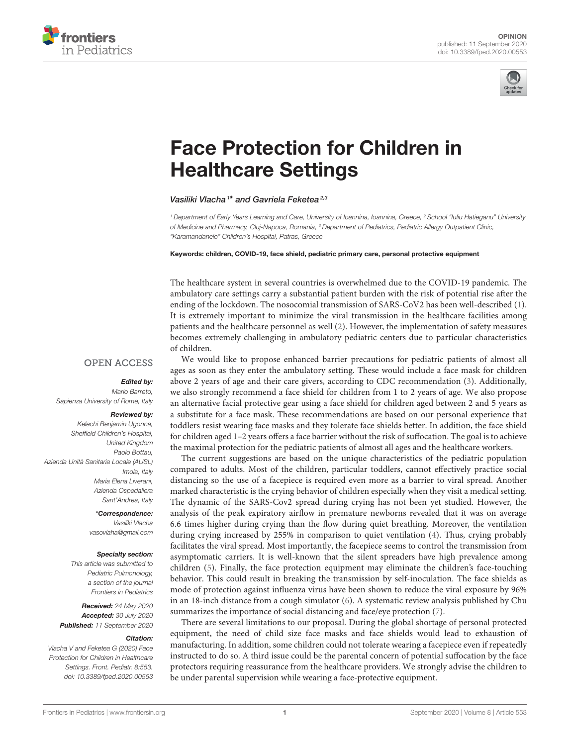OPINION
published: 11 September 2020
doi: 10.3389/fped.2020.00553

# Face Protection for Children in Healthcare Settings

*Vasiliki Vlacha[1]\* and Gavriela Feketea[2,3]*

[1] Department of Early Years Learning and Care, University of Ioannina, Ioannina, Greece, [2] School "Iuliu Hatieganu" University of Medicine and Pharmacy, Cluj-Napoca, Romania, [3] Department of Pediatrics, Pediatric Allergy Outpatient Clinic, "Karamandaneio" Children's Hospital, Patras, Greece

**Keywords: children, COVID-19, face shield, pediatric primary care, personal protective equipment**

OPEN ACCESS

***Edited by:***
*Mario Barreto,*
*Sapienza University of Rome, Italy*

***Reviewed by:***
*Kelechi Benjamin Ugonna,*
*Sheffield Children's Hospital,*
*United Kingdom*
*Paolo Bottau,*
*Azienda Unità Sanitaria Locale (AUSL)*
*Imola, Italy*
*Maria Elena Liverani,*
*Azienda Ospedaliera*
*Sant'Andrea, Italy*

***\*Correspondence:***
*Vasiliki Vlacha*
*vasovlaha@gmail.com*

***Specialty section:***
*This article was submitted to*
*Pediatric Pulmonology,*
*a section of the journal*
*Frontiers in Pediatrics*

***Received:*** *24 May 2020*
***Accepted:*** *30 July 2020*
***Published:*** *11 September 2020*

***Citation:***
*Vlacha V and Feketea G (2020) Face Protection for Children in Healthcare Settings. Front. Pediatr. 8:553. doi: 10.3389/fped.2020.00553*

The healthcare system in several countries is overwhelmed due to the COVID-19 pandemic. The ambulatory care settings carry a substantial patient burden with the risk of potential rise after the ending of the lockdown. The nosocomial transmission of SARS-CoV2 has been well-described (1). It is extremely important to minimize the viral transmission in the healthcare facilities among patients and the healthcare personnel as well (2). However, the implementation of safety measures becomes extremely challenging in ambulatory pediatric centers due to particular characteristics of children.

We would like to propose enhanced barrier precautions for pediatric patients of almost all ages as soon as they enter the ambulatory setting. These would include a face mask for children above 2 years of age and their care givers, according to CDC recommendation (3). Additionally, we also strongly recommend a face shield for children from 1 to 2 years of age. We also propose an alternative facial protective gear using a face shield for children aged between 2 and 5 years as a substitute for a face mask. These recommendations are based on our personal experience that toddlers resist wearing face masks and they tolerate face shields better. In addition, the face shield for children aged 1–2 years offers a face barrier without the risk of suffocation. The goal is to achieve the maximal protection for the pediatric patients of almost all ages and the healthcare workers.

The current suggestions are based on the unique characteristics of the pediatric population compared to adults. Most of the children, particular toddlers, cannot effectively practice social distancing so the use of a facepiece is required even more as a barrier to viral spread. Another marked characteristic is the crying behavior of children especially when they visit a medical setting. The dynamic of the SARS-Cov2 spread during crying has not been yet studied. However, the analysis of the peak expiratory airflow in premature newborns revealed that it was on average 6.6 times higher during crying than the flow during quiet breathing. Moreover, the ventilation during crying increased by 255% in comparison to quiet ventilation (4). Thus, crying probably facilitates the viral spread. Most importantly, the facepiece seems to control the transmission from asymptomatic carriers. It is well-known that the silent spreaders have high prevalence among children (5). Finally, the face protection equipment may eliminate the children's face-touching behavior. This could result in breaking the transmission by self-inoculation. The face shields as mode of protection against influenza virus have been shown to reduce the viral exposure by 96% in an 18-inch distance from a cough simulator (6). A systematic review analysis published by Chu summarizes the importance of social distancing and face/eye protection (7).

There are several limitations to our proposal. During the global shortage of personal protected equipment, the need of child size face masks and face shields would lead to exhaustion of manufacturing. In addition, some children could not tolerate wearing a facepiece even if repeatedly instructed to do so. A third issue could be the parental concern of potential suffocation by the face protectors requiring reassurance from the healthcare providers. We strongly advise the children to be under parental supervision while wearing a face-protective equipment.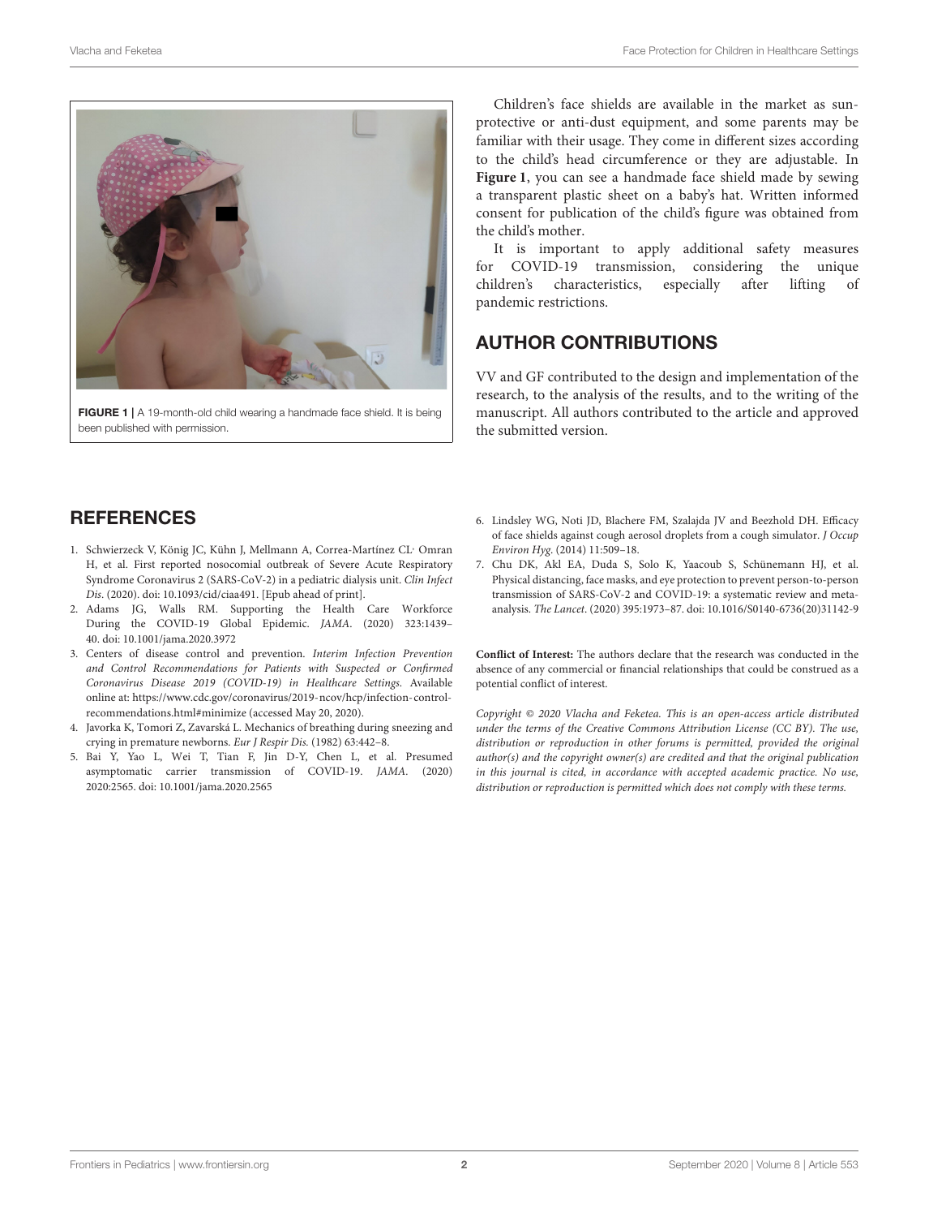FIGURE 1 | A 19-month-old child wearing a handmade face shield. It is being been published with permission.

Children's face shields are available in the market as sun-protective or anti-dust equipment, and some parents may be familiar with their usage. They come in different sizes according to the child's head circumference or they are adjustable. In **Figure 1**, you can see a handmade face shield made by sewing a transparent plastic sheet on a baby's hat. Written informed consent for publication of the child's figure was obtained from the child's mother.

It is important to apply additional safety measures for COVID-19 transmission, considering the unique children's characteristics, especially after lifting of pandemic restrictions.

## AUTHOR CONTRIBUTIONS

VV and GF contributed to the design and implementation of the research, to the analysis of the results, and to the writing of the manuscript. All authors contributed to the article and approved the submitted version.

## REFERENCES

1. Schwierzeck V, König JC, Kühn J, Mellmann A, Correa-Martínez CL, Omran H, et al. First reported nosocomial outbreak of Severe Acute Respiratory Syndrome Coronavirus 2 (SARS-CoV-2) in a pediatric dialysis unit. *Clin Infect Dis*. (2020). doi: 10.1093/cid/ciaa491. [Epub ahead of print].
2. Adams JG, Walls RM. Supporting the Health Care Workforce During the COVID-19 Global Epidemic. *JAMA*. (2020) 323:1439–40. doi: 10.1001/jama.2020.3972
3. Centers of disease control and prevention. *Interim Infection Prevention and Control Recommendations for Patients with Suspected or Confirmed Coronavirus Disease 2019 (COVID-19) in Healthcare Settings*. Available online at: https://www.cdc.gov/coronavirus/2019-ncov/hcp/infection-control-recommendations.html#minimize (accessed May 20, 2020).
4. Javorka K, Tomori Z, Zavarská L. Mechanics of breathing during sneezing and crying in premature newborns. *Eur J Respir Dis*. (1982) 63:442–8.
5. Bai Y, Yao L, Wei T, Tian F, Jin D-Y, Chen L, et al. Presumed asymptomatic carrier transmission of COVID-19. *JAMA*. (2020) 2020:2565. doi: 10.1001/jama.2020.2565
6. Lindsley WG, Noti JD, Blachere FM, Szalajda JV and Beezhold DH. Efficacy of face shields against cough aerosol droplets from a cough simulator. *J Occup Environ Hyg*. (2014) 11:509–18.
7. Chu DK, Akl EA, Duda S, Solo K, Yaacoub S, Schünemann HJ, et al. Physical distancing, face masks, and eye protection to prevent person-to-person transmission of SARS-CoV-2 and COVID-19: a systematic review and meta-analysis. *The Lancet*. (2020) 395:1973–87. doi: 10.1016/S0140-6736(20)31142-9

**Conflict of Interest:** The authors declare that the research was conducted in the absence of any commercial or financial relationships that could be construed as a potential conflict of interest.

*Copyright © 2020 Vlacha and Feketea. This is an open-access article distributed under the terms of the Creative Commons Attribution License (CC BY). The use, distribution or reproduction in other forums is permitted, provided the original author(s) and the copyright owner(s) are credited and that the original publication in this journal is cited, in accordance with accepted academic practice. No use, distribution or reproduction is permitted which does not comply with these terms.*